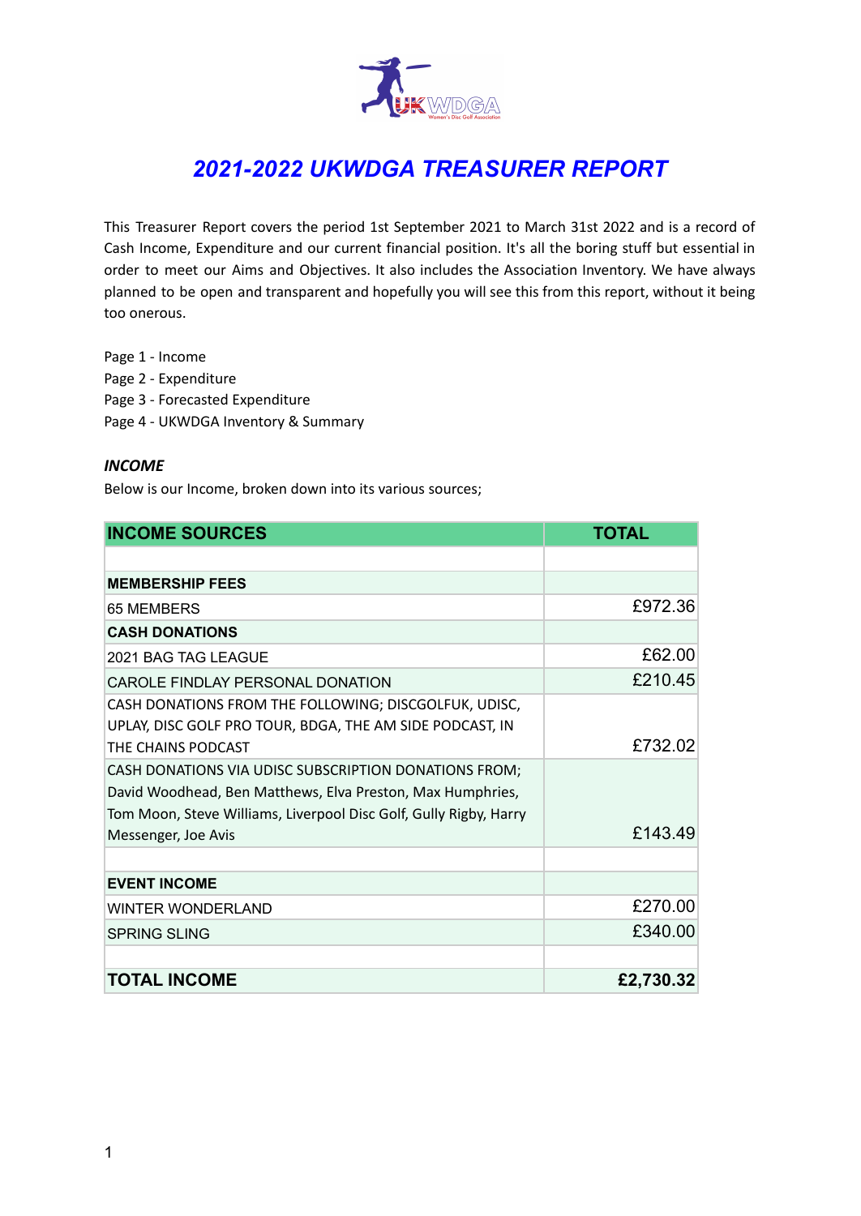# 2021-2022 UKWDGA TREASURER REPORT

This Treasurer Report covers the period 1st September 2021 to March 31st 2022 and is a record of Cash Income, Expenditure and our current financial position. It's all the boring stuff but essential in order to meet our Aims and Objectives. It also includes the Association Inventory. We have always planned to be open and transparent and hopefully you will see this from this report, without it being too onerous.

Page 1 - Income
Page 2 - Expenditure
Page 3 - Forecasted Expenditure
Page 4 - UKWDGA Inventory & Summary

***INCOME***

Below is our Income, broken down into its various sources;

| INCOME SOURCES | TOTAL |
|---|---|
| | |
| **MEMBERSHIP FEES** | |
| 65 MEMBERS | £972.36 |
| **CASH DONATIONS** | |
| 2021 BAG TAG LEAGUE | £62.00 |
| CAROLE FINDLAY PERSONAL DONATION | £210.45 |
| CASH DONATIONS FROM THE FOLLOWING; DISCGOLFUK, UDISC, UPLAY, DISC GOLF PRO TOUR, BDGA, THE AM SIDE PODCAST, IN THE CHAINS PODCAST | £732.02 |
| CASH DONATIONS VIA UDISC SUBSCRIPTION DONATIONS FROM; David Woodhead, Ben Matthews, Elva Preston, Max Humphries, Tom Moon, Steve Williams, Liverpool Disc Golf, Gully Rigby, Harry Messenger, Joe Avis | £143.49 |
| | |
| **EVENT INCOME** | |
| WINTER WONDERLAND | £270.00 |
| SPRING SLING | £340.00 |
| | |
| **TOTAL INCOME** | **£2,730.32** |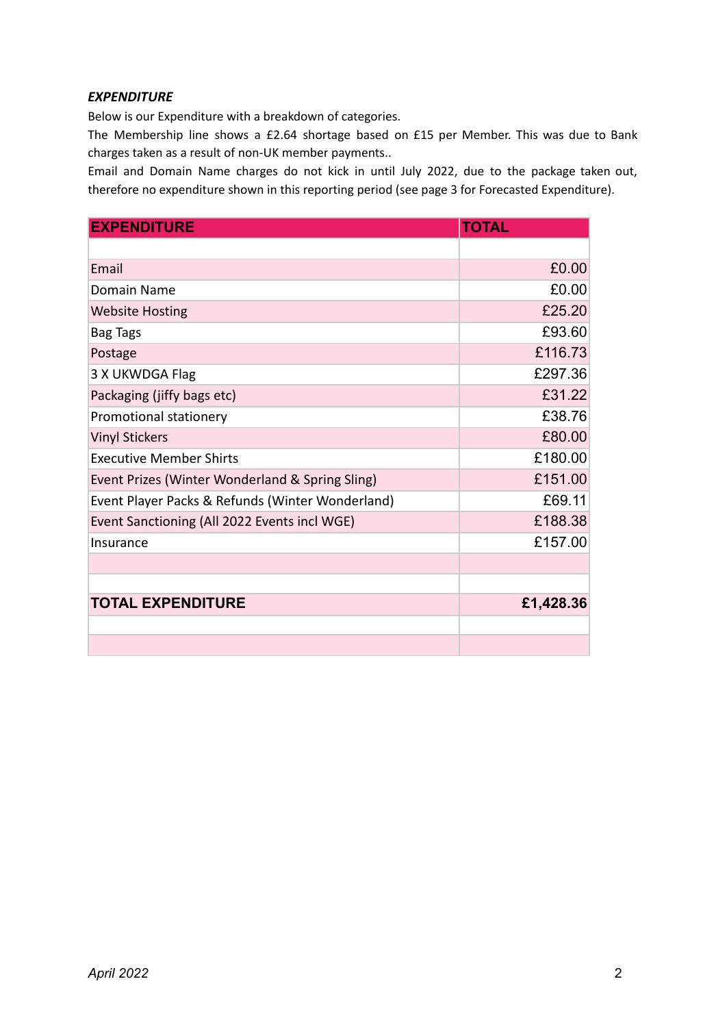***EXPENDITURE***

Below is our Expenditure with a breakdown of categories.

The Membership line shows a £2.64 shortage based on £15 per Member. This was due to Bank charges taken as a result of non-UK member payments..

Email and Domain Name charges do not kick in until July 2022, due to the package taken out, therefore no expenditure shown in this reporting period (see page 3 for Forecasted Expenditure).

| **EXPENDITURE** | **TOTAL** |
|---|---|
| | |
| Email | £0.00 |
| Domain Name | £0.00 |
| Website Hosting | £25.20 |
| Bag Tags | £93.60 |
| Postage | £116.73 |
| 3 X UKWDGA Flag | £297.36 |
| Packaging (jiffy bags etc) | £31.22 |
| Promotional stationery | £38.76 |
| Vinyl Stickers | £80.00 |
| Executive Member Shirts | £180.00 |
| Event Prizes (Winter Wonderland & Spring Sling) | £151.00 |
| Event Player Packs & Refunds (Winter Wonderland) | £69.11 |
| Event Sanctioning (All 2022 Events incl WGE) | £188.38 |
| Insurance | £157.00 |
| | |
| | |
| **TOTAL EXPENDITURE** | **£1,428.36** |
| | |
| | |

*April 2022*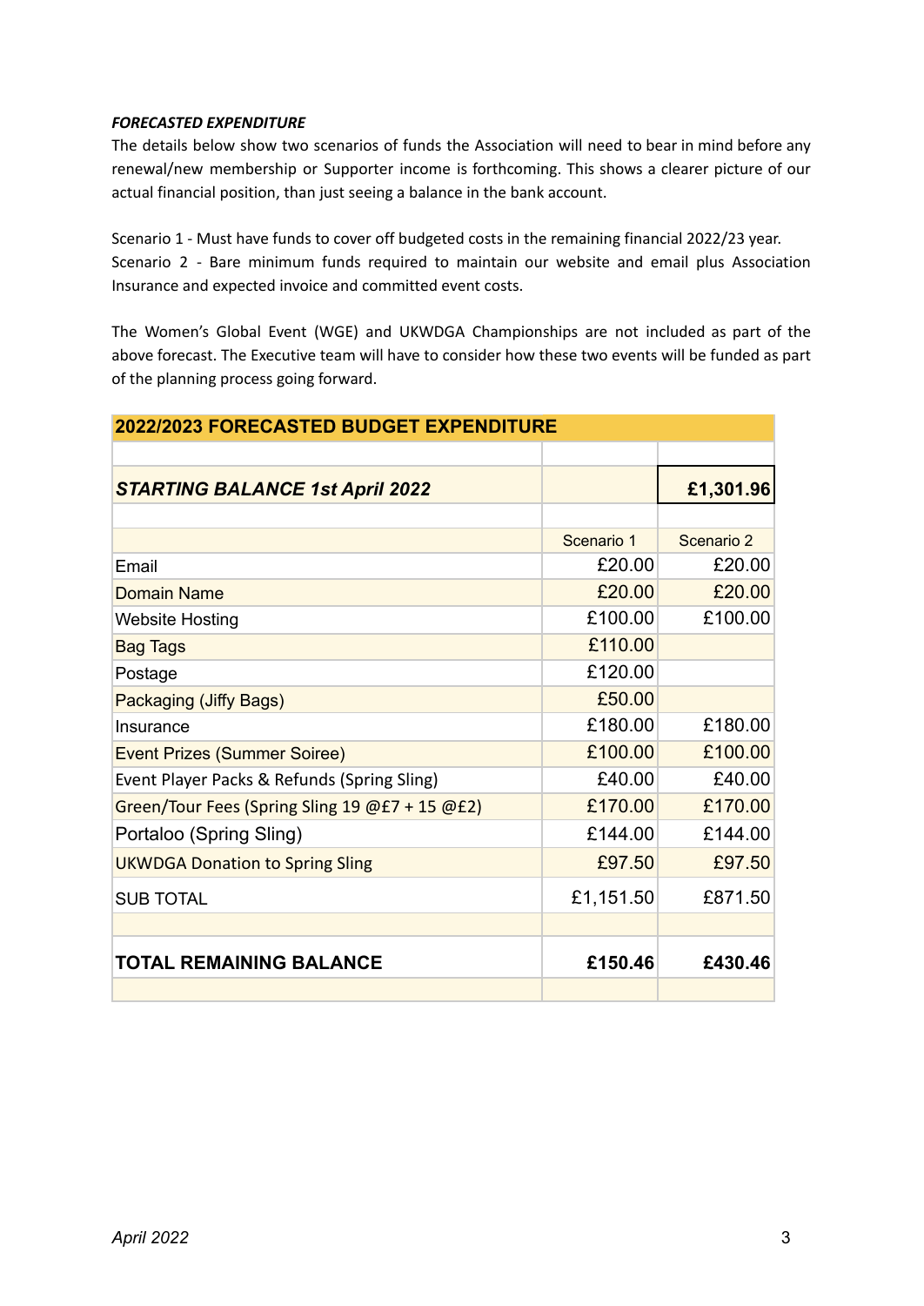***FORECASTED EXPENDITURE***

The details below show two scenarios of funds the Association will need to bear in mind before any renewal/new membership or Supporter income is forthcoming. This shows a clearer picture of our actual financial position, than just seeing a balance in the bank account.

Scenario 1 - Must have funds to cover off budgeted costs in the remaining financial 2022/23 year.
Scenario 2 - Bare minimum funds required to maintain our website and email plus Association Insurance and expected invoice and committed event costs.

The Women's Global Event (WGE) and UKWDGA Championships are not included as part of the above forecast. The Executive team will have to consider how these two events will be funded as part of the planning process going forward.

| **2022/2023 FORECASTED BUDGET EXPENDITURE** | | |
|---|---|---|
| | | |
| ***STARTING BALANCE 1st April 2022*** | | **£1,301.96** |
| | | |
| | Scenario 1 | Scenario 2 |
| Email | £20.00 | £20.00 |
| Domain Name | £20.00 | £20.00 |
| Website Hosting | £100.00 | £100.00 |
| Bag Tags | £110.00 | |
| Postage | £120.00 | |
| Packaging (Jiffy Bags) | £50.00 | |
| Insurance | £180.00 | £180.00 |
| Event Prizes (Summer Soiree) | £100.00 | £100.00 |
| Event Player Packs & Refunds (Spring Sling) | £40.00 | £40.00 |
| Green/Tour Fees (Spring Sling 19 @£7 + 15 @£2) | £170.00 | £170.00 |
| Portaloo (Spring Sling) | £144.00 | £144.00 |
| UKWDGA Donation to Spring Sling | £97.50 | £97.50 |
| SUB TOTAL | £1,151.50 | £871.50 |
| | | |
| **TOTAL REMAINING BALANCE** | **£150.46** | **£430.46** |
| | | |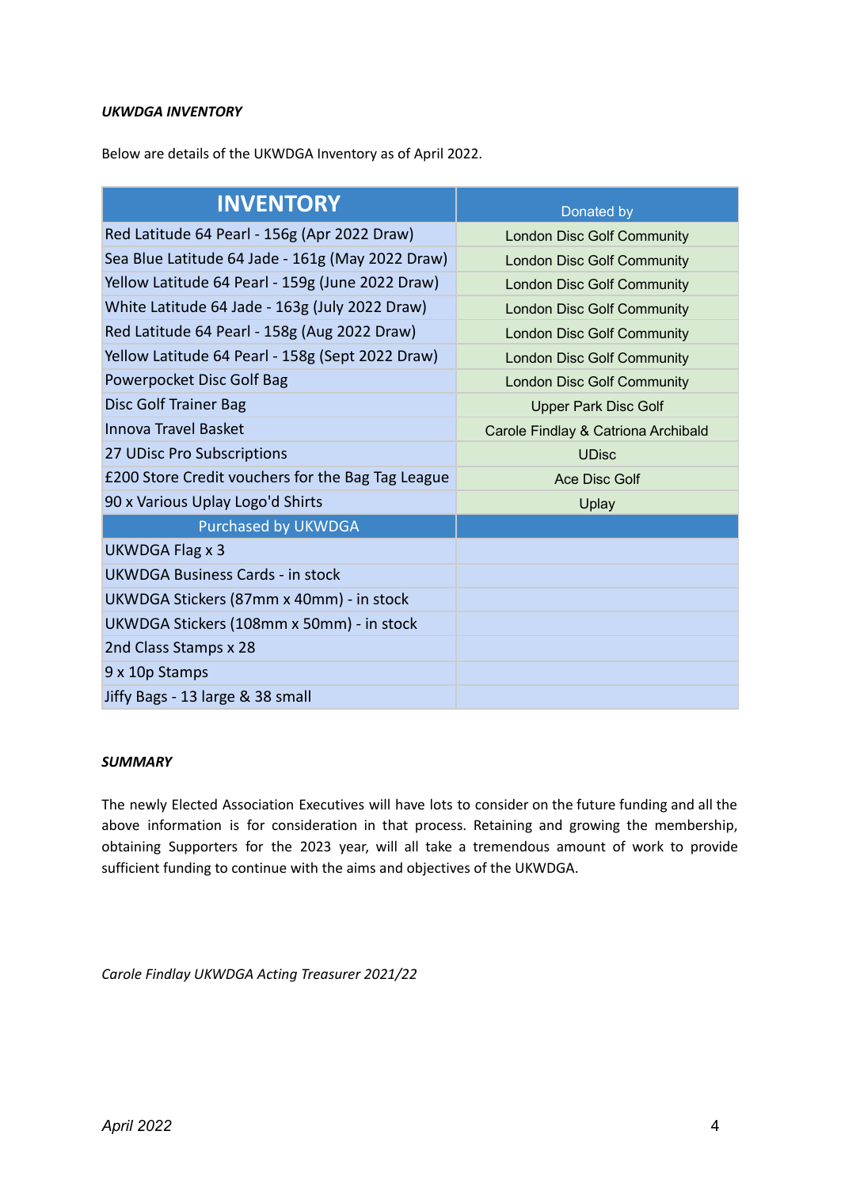***UKWDGA INVENTORY***

Below are details of the UKWDGA Inventory as of April 2022.

| INVENTORY | Donated by |
|---|---|
| Red Latitude 64 Pearl - 156g (Apr 2022 Draw) | London Disc Golf Community |
| Sea Blue Latitude 64 Jade - 161g (May 2022 Draw) | London Disc Golf Community |
| Yellow Latitude 64 Pearl - 159g (June 2022 Draw) | London Disc Golf Community |
| White Latitude 64 Jade - 163g (July 2022 Draw) | London Disc Golf Community |
| Red Latitude 64 Pearl - 158g (Aug 2022 Draw) | London Disc Golf Community |
| Yellow Latitude 64 Pearl - 158g (Sept 2022 Draw) | London Disc Golf Community |
| Powerpocket Disc Golf Bag | London Disc Golf Community |
| Disc Golf Trainer Bag | Upper Park Disc Golf |
| Innova Travel Basket | Carole Findlay & Catriona Archibald |
| 27 UDisc Pro Subscriptions | UDisc |
| £200 Store Credit vouchers for the Bag Tag League | Ace Disc Golf |
| 90 x Various Uplay Logo'd Shirts | Uplay |
| Purchased by UKWDGA | |
| UKWDGA Flag x 3 | |
| UKWDGA Business Cards - in stock | |
| UKWDGA Stickers (87mm x 40mm) - in stock | |
| UKWDGA Stickers (108mm x 50mm) - in stock | |
| 2nd Class Stamps x 28 | |
| 9 x 10p Stamps | |
| Jiffy Bags - 13 large & 38 small | |

***SUMMARY***

The newly Elected Association Executives will have lots to consider on the future funding and all the above information is for consideration in that process. Retaining and growing the membership, obtaining Supporters for the 2023 year, will all take a tremendous amount of work to provide sufficient funding to continue with the aims and objectives of the UKWDGA.

*Carole Findlay UKWDGA Acting Treasurer 2021/22*